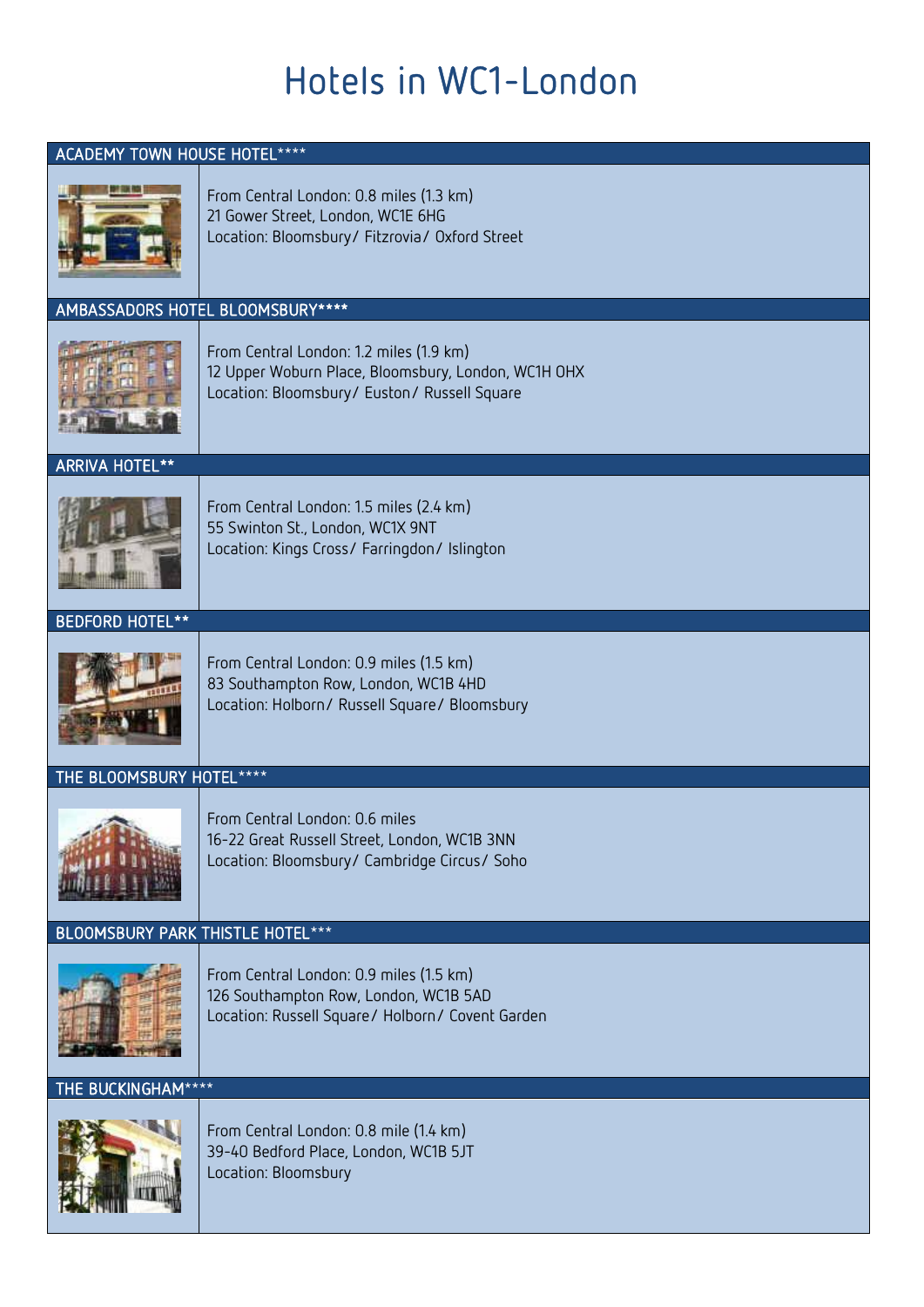# Hotels in WC1-London

## ACADEMY TOWN HOUSE HOTEL****

From Central London: 0.8 miles (1.3 km)
21 Gower Street, London, WC1E 6HG
Location: Bloomsbury/ Fitzrovia/ Oxford Street

## AMBASSADORS HOTEL BLOOMSBURY****

From Central London: 1.2 miles (1.9 km)
12 Upper Woburn Place, Bloomsbury, London, WC1H 0HX
Location: Bloomsbury/ Euston/ Russell Square

## ARRIVA HOTEL**

From Central London: 1.5 miles (2.4 km)
55 Swinton St., London, WC1X 9NT
Location: Kings Cross/ Farringdon/ Islington

## BEDFORD HOTEL**

From Central London: 0.9 miles (1.5 km)
83 Southampton Row, London, WC1B 4HD
Location: Holborn/ Russell Square/ Bloomsbury

## THE BLOOMSBURY HOTEL****

From Central London: 0.6 miles
16-22 Great Russell Street, London, WC1B 3NN
Location: Bloomsbury/ Cambridge Circus/ Soho

## BLOOMSBURY PARK THISTLE HOTEL***

From Central London: 0.9 miles (1.5 km)
126 Southampton Row, London, WC1B 5AD
Location: Russell Square/ Holborn/ Covent Garden

## THE BUCKINGHAM****

From Central London: 0.8 mile (1.4 km)
39-40 Bedford Place, London, WC1B 5JT
Location: Bloomsbury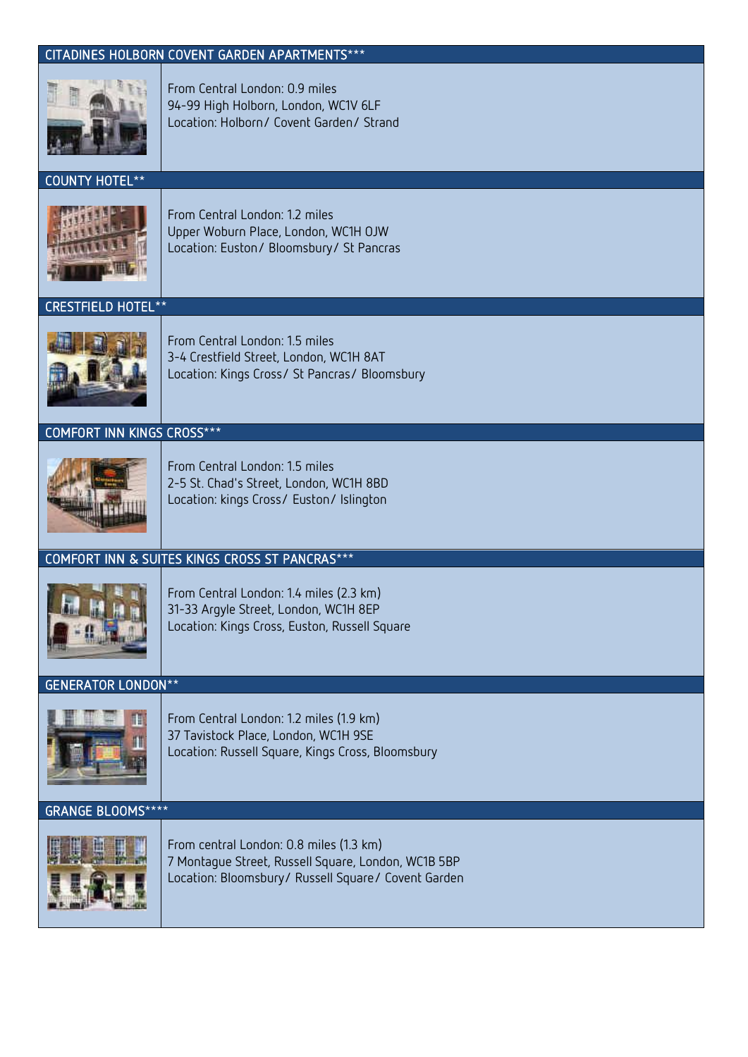## CITADINES HOLBORN COVENT GARDEN APARTMENTS***

From Central London: 0.9 miles
94-99 High Holborn, London, WC1V 6LF
Location: Holborn/ Covent Garden/ Strand

## COUNTY HOTEL**

From Central London: 1.2 miles
Upper Woburn Place, London, WC1H 0JW
Location: Euston/ Bloomsbury/ St Pancras

## CRESTFIELD HOTEL**

From Central London: 1.5 miles
3-4 Crestfield Street, London, WC1H 8AT
Location: Kings Cross/ St Pancras/ Bloomsbury

## COMFORT INN KINGS CROSS***

From Central London: 1.5 miles
2-5 St. Chad's Street, London, WC1H 8BD
Location: kings Cross/ Euston/ Islington

## COMFORT INN & SUITES KINGS CROSS ST PANCRAS***

From Central London: 1.4 miles (2.3 km)
31-33 Argyle Street, London, WC1H 8EP
Location: Kings Cross, Euston, Russell Square

## GENERATOR LONDON**

From Central London: 1.2 miles (1.9 km)
37 Tavistock Place, London, WC1H 9SE
Location: Russell Square, Kings Cross, Bloomsbury

## GRANGE BLOOMS****

From central London: 0.8 miles (1.3 km)
7 Montague Street, Russell Square, London, WC1B 5BP
Location: Bloomsbury/ Russell Square/ Covent Garden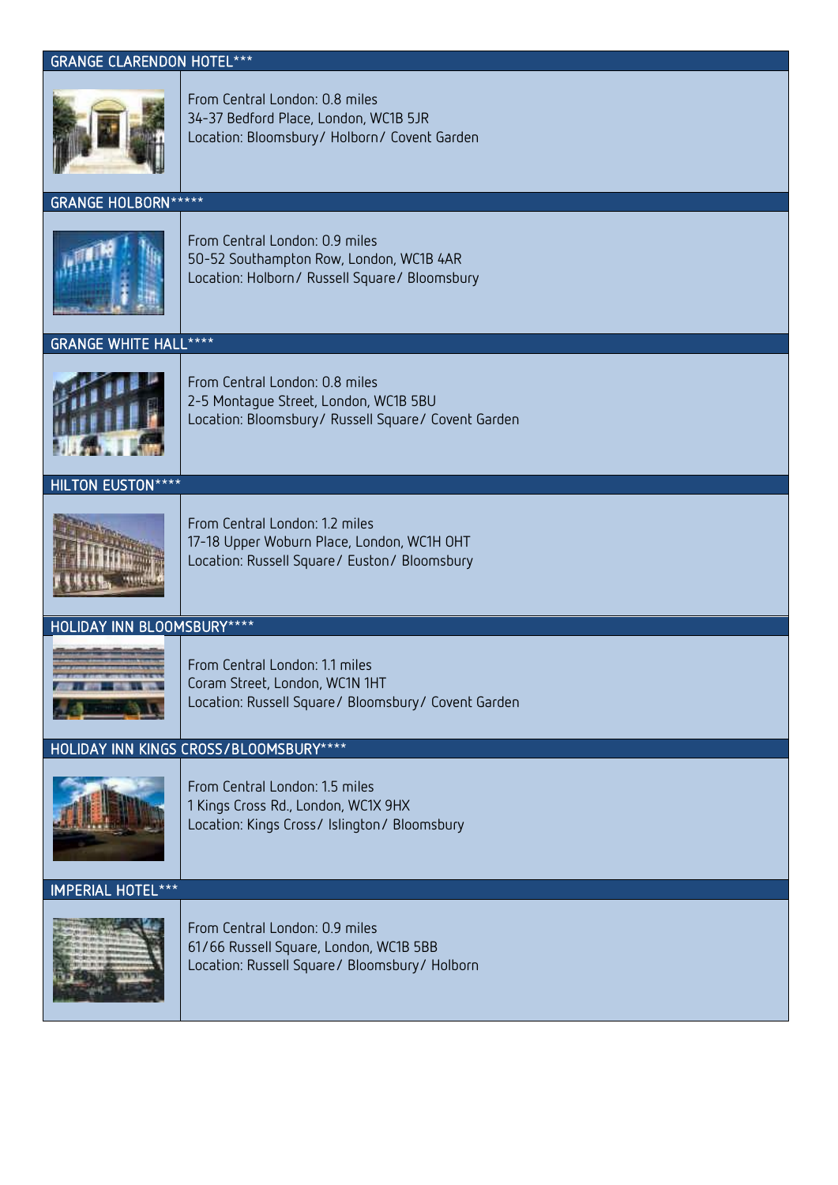## GRANGE CLARENDON HOTEL***

From Central London: 0.8 miles
34-37 Bedford Place, London, WC1B 5JR
Location: Bloomsbury/ Holborn/ Covent Garden

## GRANGE HOLBORN*****

From Central London: 0.9 miles
50-52 Southampton Row, London, WC1B 4AR
Location: Holborn/ Russell Square/ Bloomsbury

## GRANGE WHITE HALL****

From Central London: 0.8 miles
2-5 Montague Street, London, WC1B 5BU
Location: Bloomsbury/ Russell Square/ Covent Garden

## HILTON EUSTON****

From Central London: 1.2 miles
17-18 Upper Woburn Place, London, WC1H 0HT
Location: Russell Square/ Euston/ Bloomsbury

## HOLIDAY INN BLOOMSBURY****

From Central London: 1.1 miles
Coram Street, London, WC1N 1HT
Location: Russell Square/ Bloomsbury/ Covent Garden

## HOLIDAY INN KINGS CROSS/BLOOMSBURY****

From Central London: 1.5 miles
1 Kings Cross Rd., London, WC1X 9HX
Location: Kings Cross/ Islington/ Bloomsbury

## IMPERIAL HOTEL***

From Central London: 0.9 miles
61/66 Russell Square, London, WC1B 5BB
Location: Russell Square/ Bloomsbury/ Holborn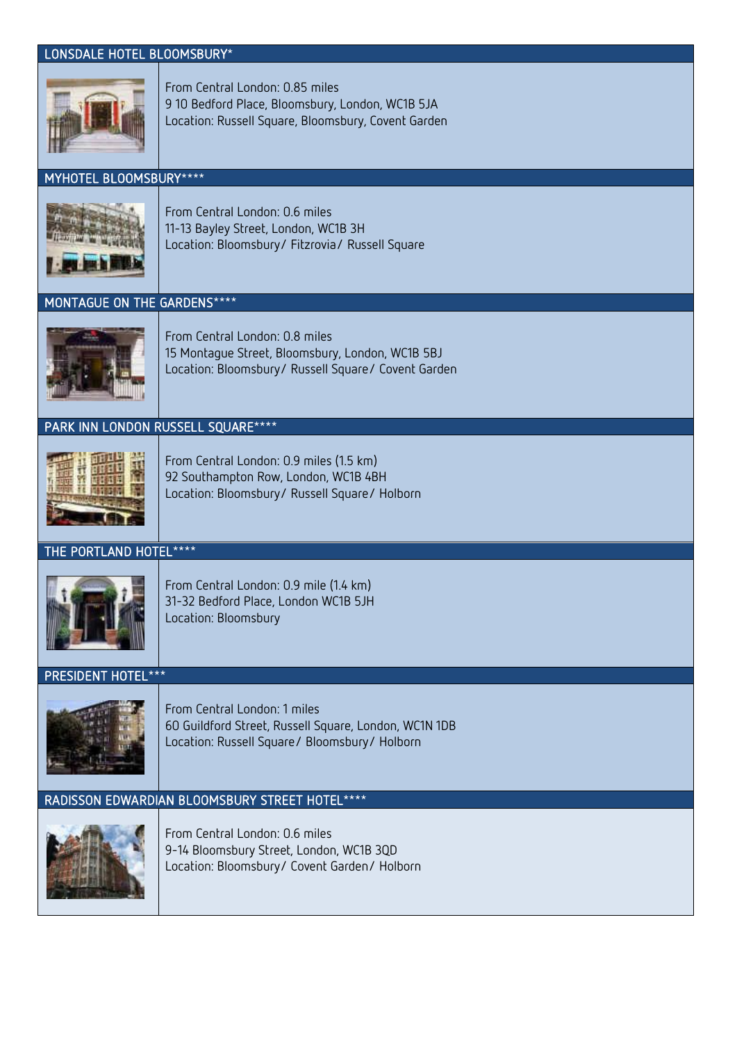## LONSDALE HOTEL BLOOMSBURY*

From Central London: 0.85 miles
9 10 Bedford Place, Bloomsbury, London, WC1B 5JA
Location: Russell Square, Bloomsbury, Covent Garden

## MYHOTEL BLOOMSBURY****

From Central London: 0.6 miles
11-13 Bayley Street, London, WC1B 3H
Location: Bloomsbury/ Fitzrovia/ Russell Square

## MONTAGUE ON THE GARDENS****

From Central London: 0.8 miles
15 Montague Street, Bloomsbury, London, WC1B 5BJ
Location: Bloomsbury/ Russell Square/ Covent Garden

## PARK INN LONDON RUSSELL SQUARE****

From Central London: 0.9 miles (1.5 km)
92 Southampton Row, London, WC1B 4BH
Location: Bloomsbury/ Russell Square/ Holborn

## THE PORTLAND HOTEL****

From Central London: 0.9 mile (1.4 km)
31-32 Bedford Place, London WC1B 5JH
Location: Bloomsbury

## PRESIDENT HOTEL***

From Central London: 1 miles
60 Guildford Street, Russell Square, London, WC1N 1DB
Location: Russell Square/ Bloomsbury/ Holborn

## RADISSON EDWARDIAN BLOOMSBURY STREET HOTEL****

From Central London: 0.6 miles
9-14 Bloomsbury Street, London, WC1B 3QD
Location: Bloomsbury/ Covent Garden/ Holborn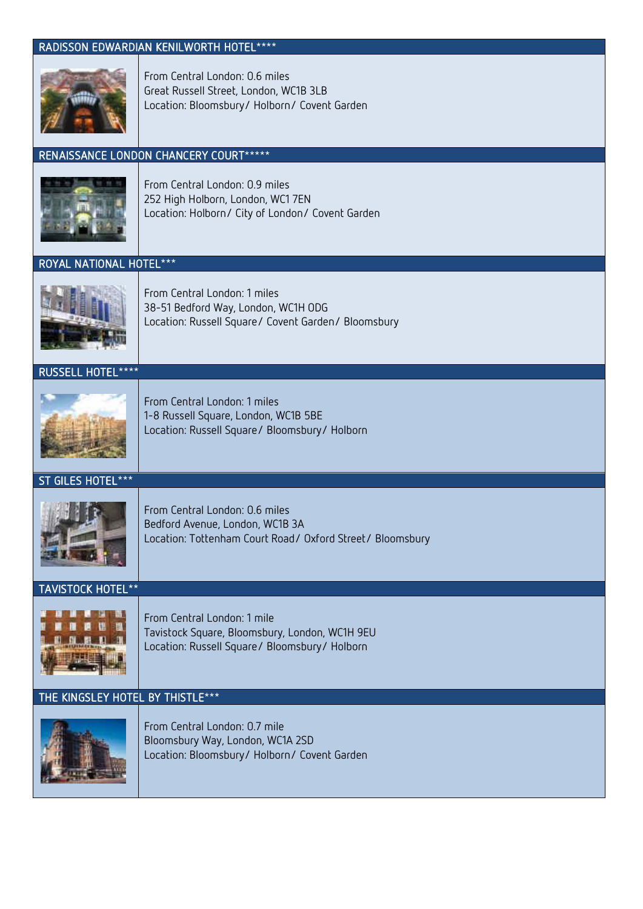## RADISSON EDWARDIAN KENILWORTH HOTEL****

From Central London: 0.6 miles
Great Russell Street, London, WC1B 3LB
Location: Bloomsbury/ Holborn/ Covent Garden

## RENAISSANCE LONDON CHANCERY COURT*****

From Central London: 0.9 miles
252 High Holborn, London, WC1 7EN
Location: Holborn/ City of London/ Covent Garden

## ROYAL NATIONAL HOTEL***

From Central London: 1 miles
38-51 Bedford Way, London, WC1H 0DG
Location: Russell Square/ Covent Garden/ Bloomsbury

## RUSSELL HOTEL****

From Central London: 1 miles
1-8 Russell Square, London, WC1B 5BE
Location: Russell Square/ Bloomsbury/ Holborn

## ST GILES HOTEL***

From Central London: 0.6 miles
Bedford Avenue, London, WC1B 3A
Location: Tottenham Court Road/ Oxford Street/ Bloomsbury

## TAVISTOCK HOTEL**

From Central London: 1 mile
Tavistock Square, Bloomsbury, London, WC1H 9EU
Location: Russell Square/ Bloomsbury/ Holborn

## THE KINGSLEY HOTEL BY THISTLE***

From Central London: 0.7 mile
Bloomsbury Way, London, WC1A 2SD
Location: Bloomsbury/ Holborn/ Covent Garden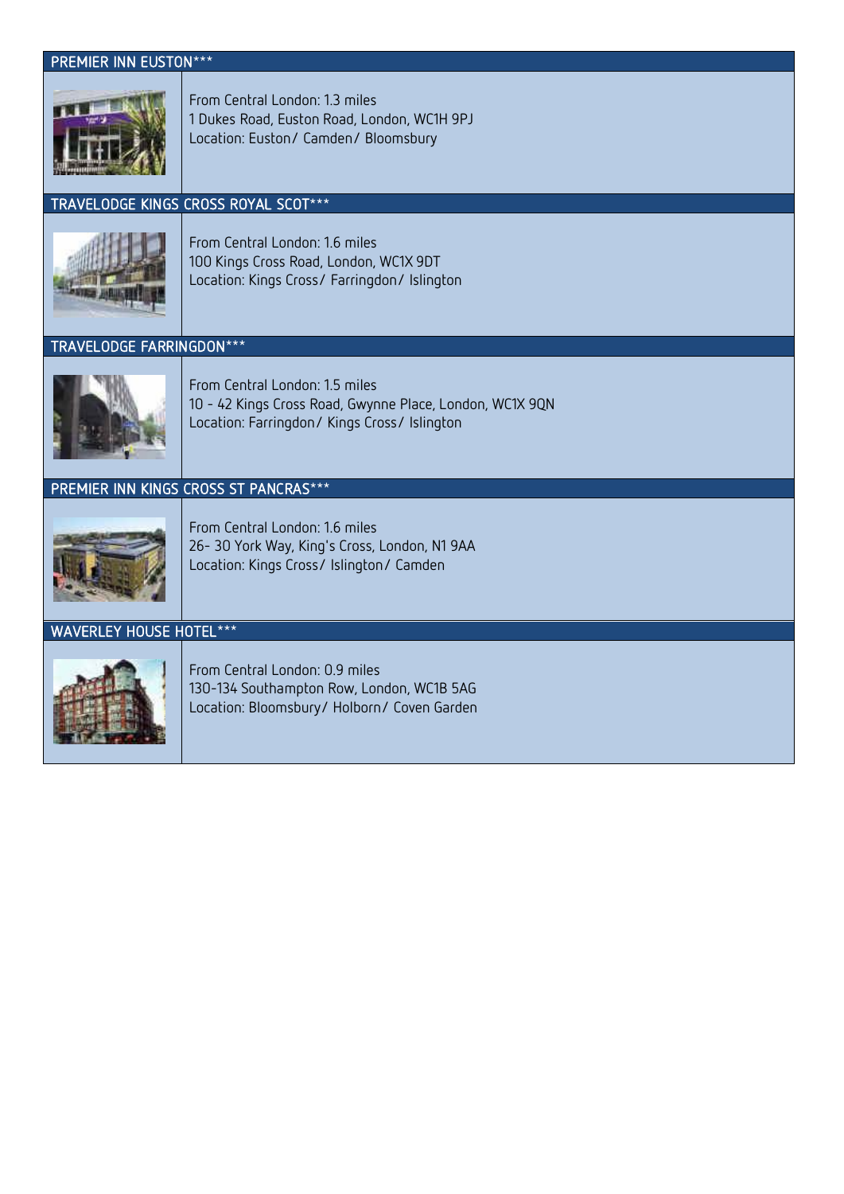## PREMIER INN EUSTON***

From Central London: 1.3 miles
1 Dukes Road, Euston Road, London, WC1H 9PJ
Location: Euston/ Camden/ Bloomsbury

## TRAVELODGE KINGS CROSS ROYAL SCOT***

From Central London: 1.6 miles
100 Kings Cross Road, London, WC1X 9DT
Location: Kings Cross/ Farringdon/ Islington

## TRAVELODGE FARRINGDON***

From Central London: 1.5 miles
10 - 42 Kings Cross Road, Gwynne Place, London, WC1X 9QN
Location: Farringdon/ Kings Cross/ Islington

## PREMIER INN KINGS CROSS ST PANCRAS***

From Central London: 1.6 miles
26- 30 York Way, King's Cross, London, N1 9AA
Location: Kings Cross/ Islington/ Camden

## WAVERLEY HOUSE HOTEL***

From Central London: 0.9 miles
130-134 Southampton Row, London, WC1B 5AG
Location: Bloomsbury/ Holborn/ Coven Garden